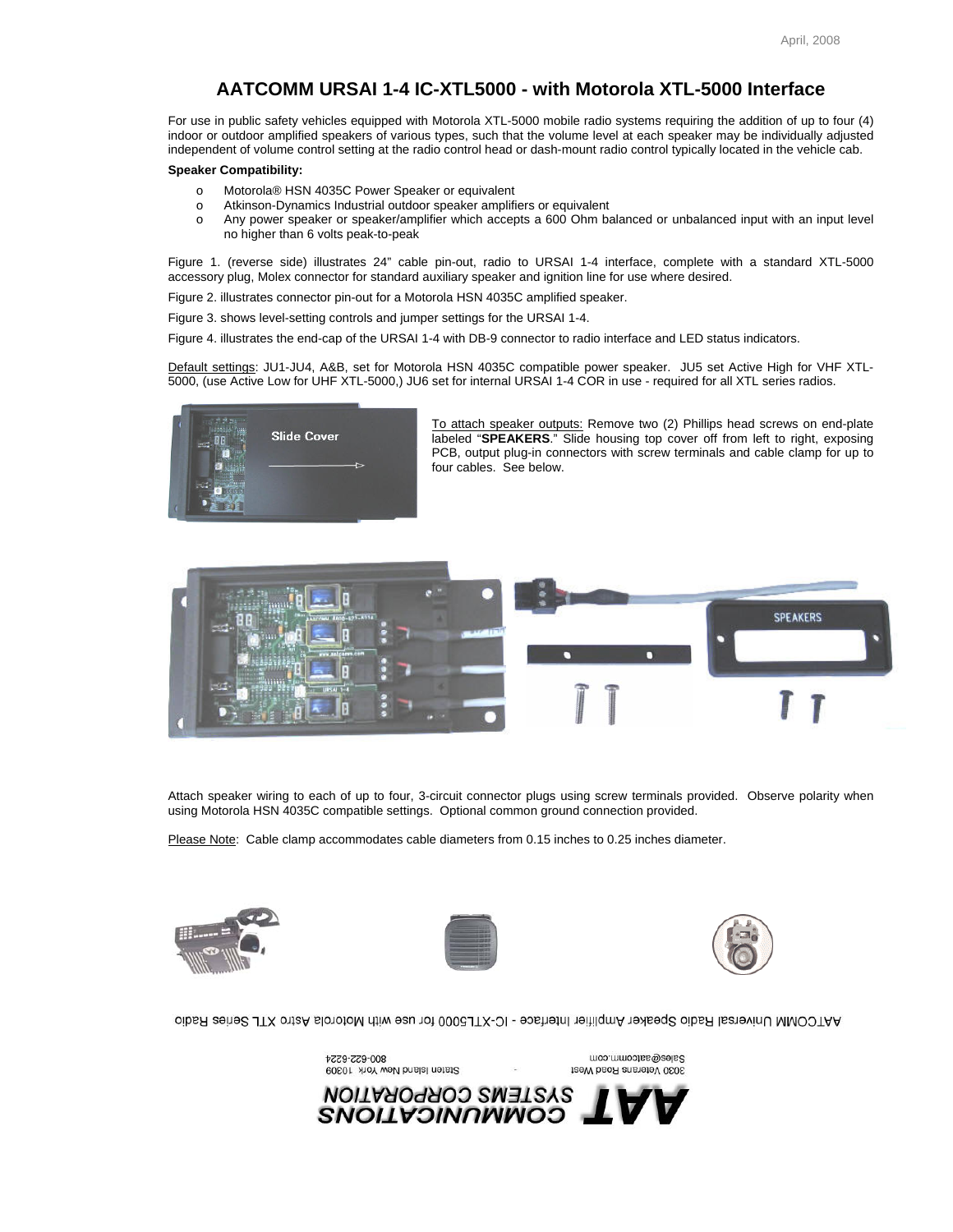# AATCOMM URSAI 1-4 IC-XTL5000 - with Motorola XTL-5000 Interface

For use in public safety vehicles equipped with Motorola XTL-5000 mobile radio systems requiring the addition of up to four (4) indoor or outdoor amplified speakers of various types, such that the volume level at each speaker may be individually adjusted independent of volume control setting at the radio control head or dash-mount radio control typically located in the vehicle cab.

**Speaker Compatibility:**

- Motorola® HSN 4035C Power Speaker or equivalent
- Atkinson-Dynamics Industrial outdoor speaker amplifiers or equivalent
- Any power speaker or speaker/amplifier which accepts a 600 Ohm balanced or unbalanced input with an input level no higher than 6 volts peak-to-peak

Figure 1. (reverse side) illustrates 24" cable pin-out, radio to URSAI 1-4 interface, complete with a standard XTL-5000 accessory plug, Molex connector for standard auxiliary speaker and ignition line for use where desired.

Figure 2. illustrates connector pin-out for a Motorola HSN 4035C amplified speaker.

Figure 3. shows level-setting controls and jumper settings for the URSAI 1-4.

Figure 4. illustrates the end-cap of the URSAI 1-4 with DB-9 connector to radio interface and LED status indicators.

Default settings: JU1-JU4, A&B, set for Motorola HSN 4035C compatible power speaker. JU5 set Active High for VHF XTL-5000, (use Active Low for UHF XTL-5000,) JU6 set for internal URSAI 1-4 COR in use - required for all XTL series radios.

Slide Cover

To attach speaker outputs: Remove two (2) Phillips head screws on end-plate labeled "**SPEAKERS**." Slide housing top cover off from left to right, exposing PCB, output plug-in connectors with screw terminals and cable clamp for up to four cables. See below.

Attach speaker wiring to each of up to four, 3-circuit connector plugs using screw terminals provided. Observe polarity when using Motorola HSN 4035C compatible settings. Optional common ground connection provided.

Please Note: Cable clamp accommodates cable diameters from 0.15 inches to 0.25 inches diameter.

AATCOMM Universal Radio Speaker Amplifier Interface - IC-XTL5000 for use with Motorola Astro XTL Series Radio

**AAT COMMUNICATIONS SYSTEMS CORPORATION**

3030 Veterans Road West
Staten Island New York 10309
Sales@aatcomm.com
800-622-6224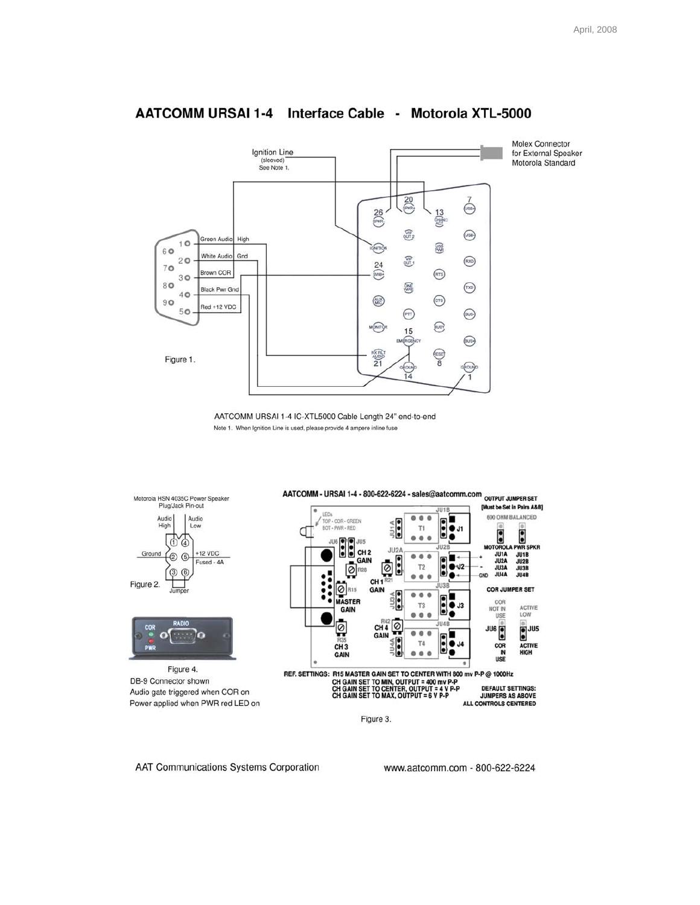# AATCOMM URSAI 1-4 Interface Cable - Motorola XTL-5000

Ignition Line (sleeved) See Note 1.

Molex Connector for External Speaker Motorola Standard

Green Audio High

White Audio Gnd

Brown COR

Black Pwr Gnd

Red +12 VDC

Figure 1.

AATCOMM URSAI 1-4 IC-XTL5000 Cable Length 24" end-to-end

Note 1. When Ignition Line is used, please provide 4 ampere inline fuse

Motorola HSN 4035C Power Speaker Plug/Jack Pin-out

Figure 2.

AATCOMM - URSAI 1-4 - 800-622-6224 - sales@aatcomm.com

REF. SETTINGS: R15 MASTER GAIN SET TO CENTER WITH 800 mv P-P @ 1000Hz
CH GAIN SET TO MIN, OUTPUT = 400 mv P-P
CH GAIN SET TO CENTER, OUTPUT = 4 V P-P
CH GAIN SET TO MAX, OUTPUT = 6 V P-P

DEFAULT SETTINGS: JUMPERS AS ABOVE ALL CONTROLS CENTERED

Figure 3.

Figure 4.

DB-9 Connector shown

Audio gate triggered when COR on

Power applied when PWR red LED on

AAT Communications Systems Corporation

www.aatcomm.com - 800-622-6224